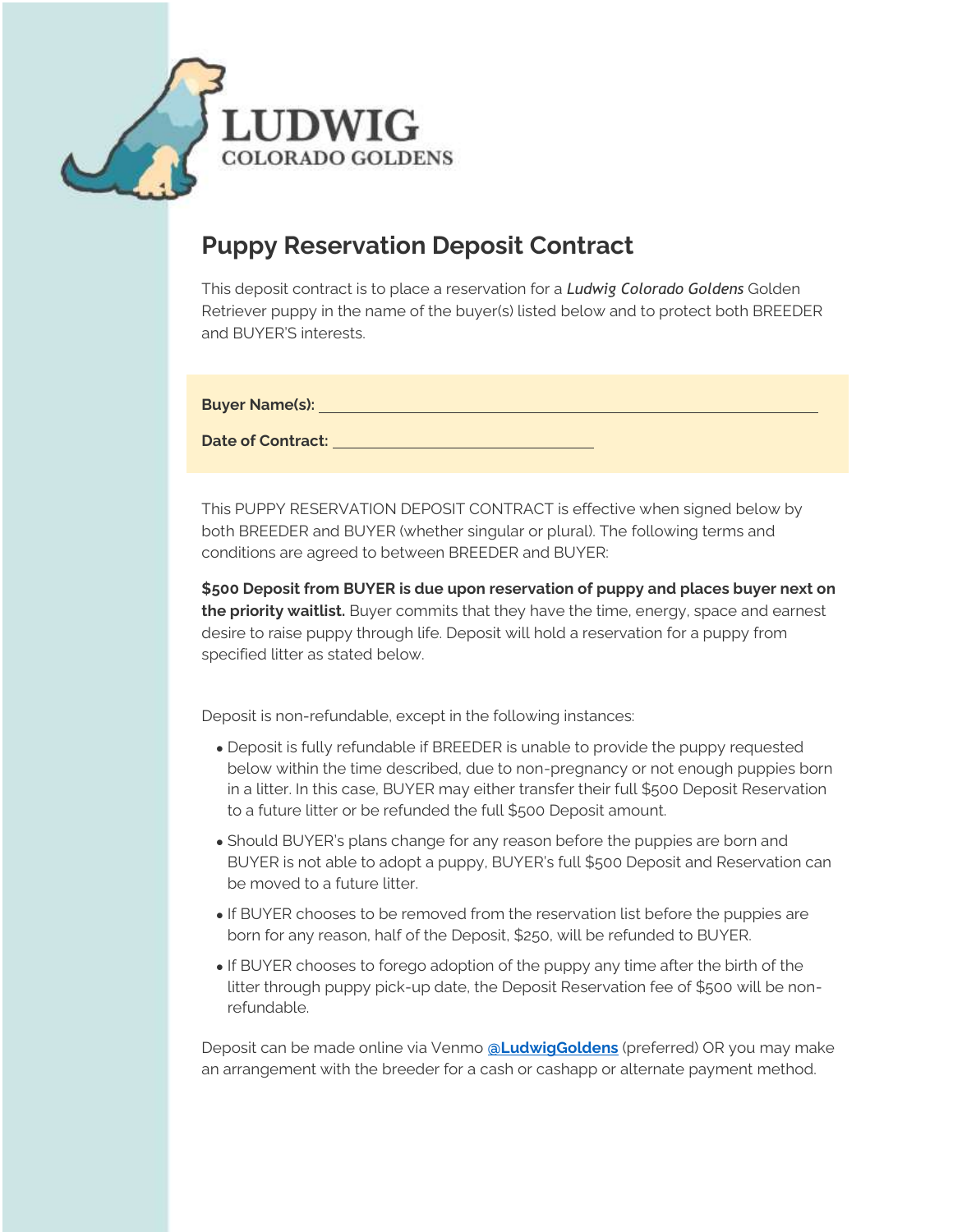LUDWIG
COLORADO GOLDENS

# Puppy Reservation Deposit Contract

This deposit contract is to place a reservation for a *Ludwig Colorado Goldens* Golden Retriever puppy in the name of the buyer(s) listed below and to protect both BREEDER and BUYER'S interests.

**Buyer Name(s):** ______________________________________________

**Date of Contract:** ________________________

This PUPPY RESERVATION DEPOSIT CONTRACT is effective when signed below by both BREEDER and BUYER (whether singular or plural). The following terms and conditions are agreed to between BREEDER and BUYER:

**$500 Deposit from BUYER is due upon reservation of puppy and places buyer next on the priority waitlist.** Buyer commits that they have the time, energy, space and earnest desire to raise puppy through life. Deposit will hold a reservation for a puppy from specified litter as stated below.

Deposit is non-refundable, except in the following instances:

- Deposit is fully refundable if BREEDER is unable to provide the puppy requested below within the time described, due to non-pregnancy or not enough puppies born in a litter. In this case, BUYER may either transfer their full $500 Deposit Reservation to a future litter or be refunded the full $500 Deposit amount.
- Should BUYER's plans change for any reason before the puppies are born and BUYER is not able to adopt a puppy, BUYER's full $500 Deposit and Reservation can be moved to a future litter.
- If BUYER chooses to be removed from the reservation list before the puppies are born for any reason, half of the Deposit, $250, will be refunded to BUYER.
- If BUYER chooses to forego adoption of the puppy any time after the birth of the litter through puppy pick-up date, the Deposit Reservation fee of $500 will be non-refundable.

Deposit can be made online via Venmo **@LudwigGoldens** (preferred) OR you may make an arrangement with the breeder for a cash or cashapp or alternate payment method.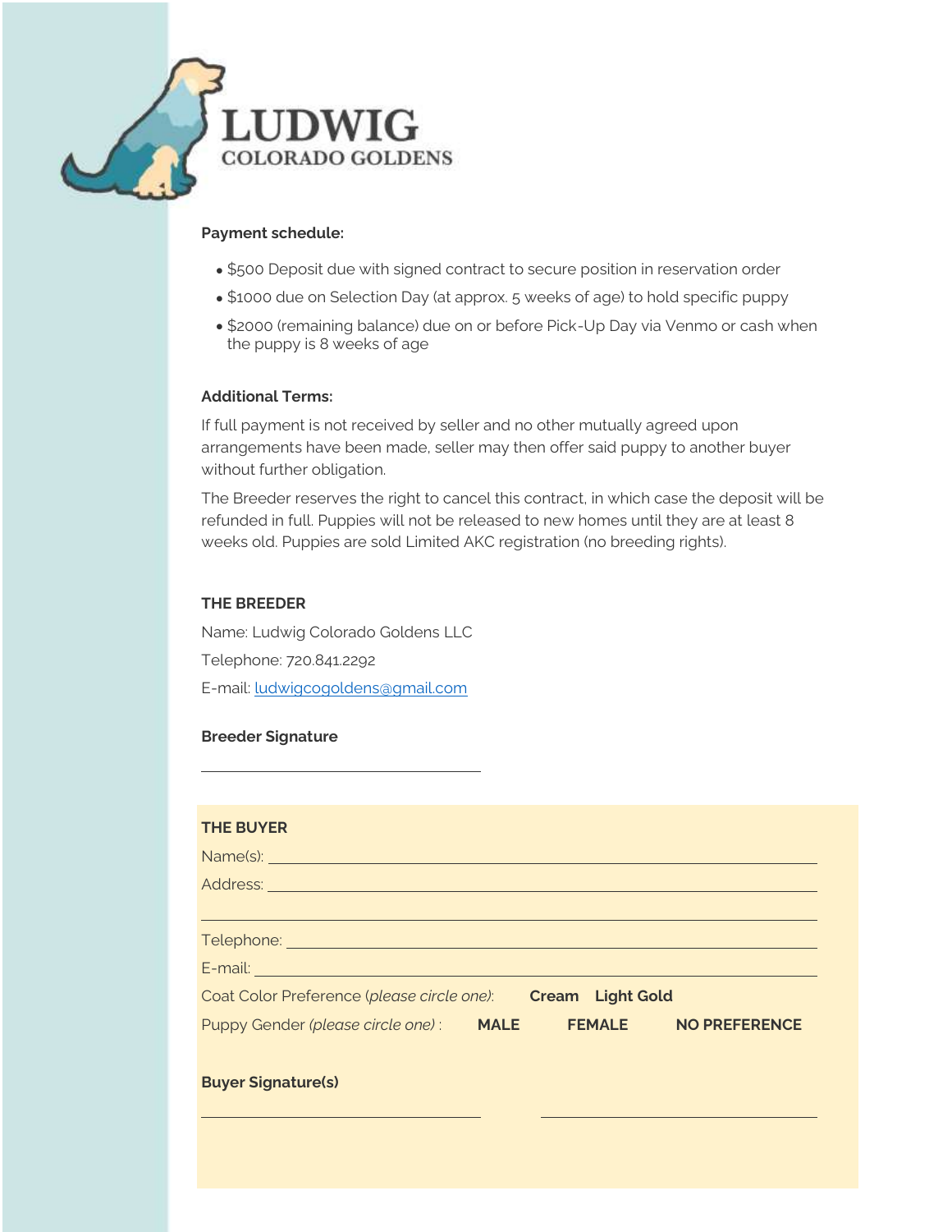# LUDWIG
COLORADO GOLDENS

**Payment schedule:**

- $500 Deposit due with signed contract to secure position in reservation order
- $1000 due on Selection Day (at approx. 5 weeks of age) to hold specific puppy
- $2000 (remaining balance) due on or before Pick-Up Day via Venmo or cash when the puppy is 8 weeks of age

**Additional Terms:**

If full payment is not received by seller and no other mutually agreed upon arrangements have been made, seller may then offer said puppy to another buyer without further obligation.

The Breeder reserves the right to cancel this contract, in which case the deposit will be refunded in full. Puppies will not be released to new homes until they are at least 8 weeks old. Puppies are sold Limited AKC registration (no breeding rights).

**THE BREEDER**

Name: Ludwig Colorado Goldens LLC

Telephone: 720.841.2292

E-mail: ludwigcogoldens@gmail.com

**Breeder Signature**

\_\_\_\_\_\_\_\_\_\_\_\_\_\_\_\_\_\_\_\_\_\_\_\_\_\_\_\_\_\_

**THE BUYER**

Name(s): \_\_\_\_\_\_\_\_\_\_\_\_\_\_\_\_\_\_\_\_\_\_\_\_\_\_\_\_\_\_

Address: \_\_\_\_\_\_\_\_\_\_\_\_\_\_\_\_\_\_\_\_\_\_\_\_\_\_\_\_\_\_

\_\_\_\_\_\_\_\_\_\_\_\_\_\_\_\_\_\_\_\_\_\_\_\_\_\_\_\_\_\_

Telephone: \_\_\_\_\_\_\_\_\_\_\_\_\_\_\_\_\_\_\_\_\_\_\_\_\_\_\_\_\_\_

E-mail: \_\_\_\_\_\_\_\_\_\_\_\_\_\_\_\_\_\_\_\_\_\_\_\_\_\_\_\_\_\_

Coat Color Preference (*please circle one*): **Cream** **Light Gold**

Puppy Gender *(please circle one)* : **MALE** **FEMALE** **NO PREFERENCE**

**Buyer Signature(s)**

\_\_\_\_\_\_\_\_\_\_\_\_\_\_\_\_\_\_\_\_\_\_\_\_\_\_\_\_\_\_ \_\_\_\_\_\_\_\_\_\_\_\_\_\_\_\_\_\_\_\_\_\_\_\_\_\_\_\_\_\_